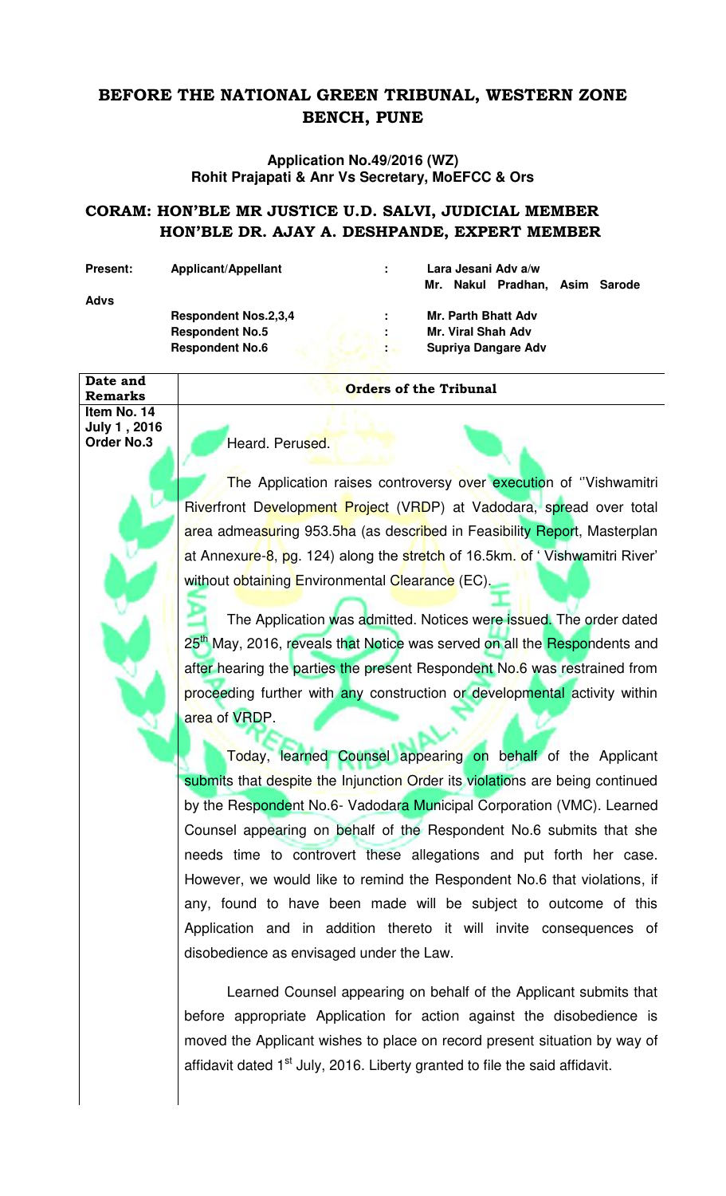# BEFORE THE NATIONAL GREEN TRIBUNAL, WESTERN ZONE BENCH, PUNE

**Application No.49/2016 (WZ)**
**Rohit Prajapati & Anr Vs Secretary, MoEFCC & Ors**

## CORAM: HON'BLE MR JUSTICE U.D. SALVI, JUDICIAL MEMBER
## HON'BLE DR. AJAY A. DESHPANDE, EXPERT MEMBER

| **Present:** | **Applicant/Appellant** | **:** | **Lara Jesani Adv a/w Mr. Nakul Pradhan, Asim Sarode** |
|---|---|---|---|
| **Advs** | | | |
| | **Respondent Nos.2,3,4** | **:** | **Mr. Parth Bhatt Adv** |
| | **Respondent No.5** | **:** | **Mr. Viral Shah Adv** |
| | **Respondent No.6** | **:** | **Supriya Dangare Adv** |

| Date and Remarks | Orders of the Tribunal |
|---|---|
| **Item No. 14** **July 1 , 2016** **Order No.3** | Heard. Perused. |

The Application raises controversy over execution of ''Vishwamitri Riverfront Development Project (VRDP) at Vadodara, spread over total area admeasuring 953.5ha (as described in Feasibility Report, Masterplan at Annexure-8, pg. 124) along the stretch of 16.5km. of ' Vishwamitri River' without obtaining Environmental Clearance (EC).

The Application was admitted. Notices were issued. The order dated 25th May, 2016, reveals that Notice was served on all the Respondents and after hearing the parties the present Respondent No.6 was restrained from proceeding further with any construction or developmental activity within area of VRDP.

Today, learned Counsel appearing on behalf of the Applicant submits that despite the Injunction Order its violations are being continued by the Respondent No.6- Vadodara Municipal Corporation (VMC). Learned Counsel appearing on behalf of the Respondent No.6 submits that she needs time to controvert these allegations and put forth her case. However, we would like to remind the Respondent No.6 that violations, if any, found to have been made will be subject to outcome of this Application and in addition thereto it will invite consequences of disobedience as envisaged under the Law.

Learned Counsel appearing on behalf of the Applicant submits that before appropriate Application for action against the disobedience is moved the Applicant wishes to place on record present situation by way of affidavit dated 1st July, 2016. Liberty granted to file the said affidavit.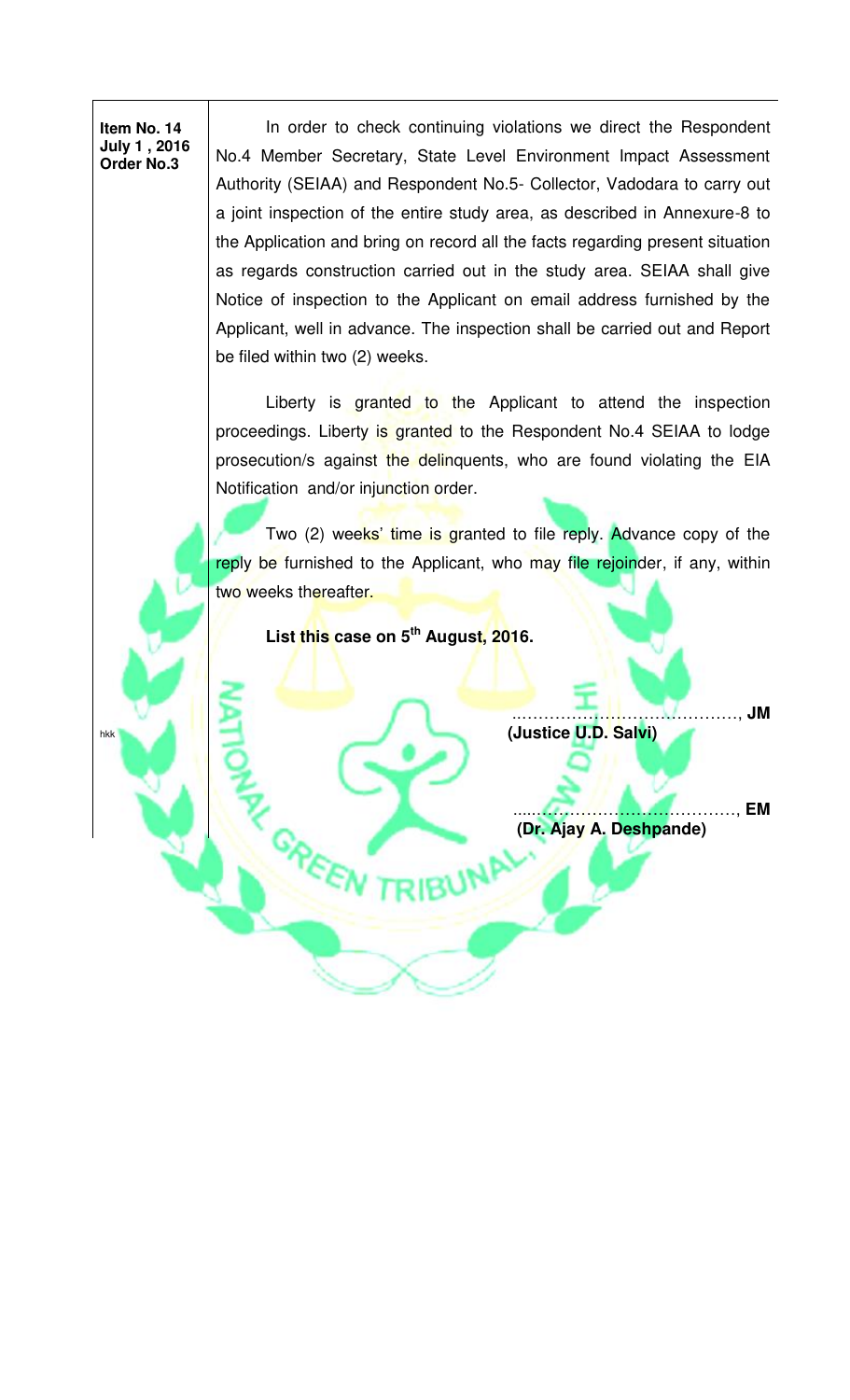**Item No. 14**
**July 1 , 2016**
**Order No.3**

In order to check continuing violations we direct the Respondent No.4 Member Secretary, State Level Environment Impact Assessment Authority (SEIAA) and Respondent No.5- Collector, Vadodara to carry out a joint inspection of the entire study area, as described in Annexure-8 to the Application and bring on record all the facts regarding present situation as regards construction carried out in the study area. SEIAA shall give Notice of inspection to the Applicant on email address furnished by the Applicant, well in advance. The inspection shall be carried out and Report be filed within two (2) weeks.

Liberty is granted to the Applicant to attend the inspection proceedings. Liberty is granted to the Respondent No.4 SEIAA to lodge prosecution/s against the delinquents, who are found violating the EIA Notification and/or injunction order.

Two (2) weeks' time is granted to file reply. Advance copy of the reply be furnished to the Applicant, who may file rejoinder, if any, within two weeks thereafter.

**List this case on 5th August, 2016.**

……………………………………, **JM**
**(Justice U.D. Salvi)**

hkk

……………………………………, **EM**
**(Dr. Ajay A. Deshpande)**